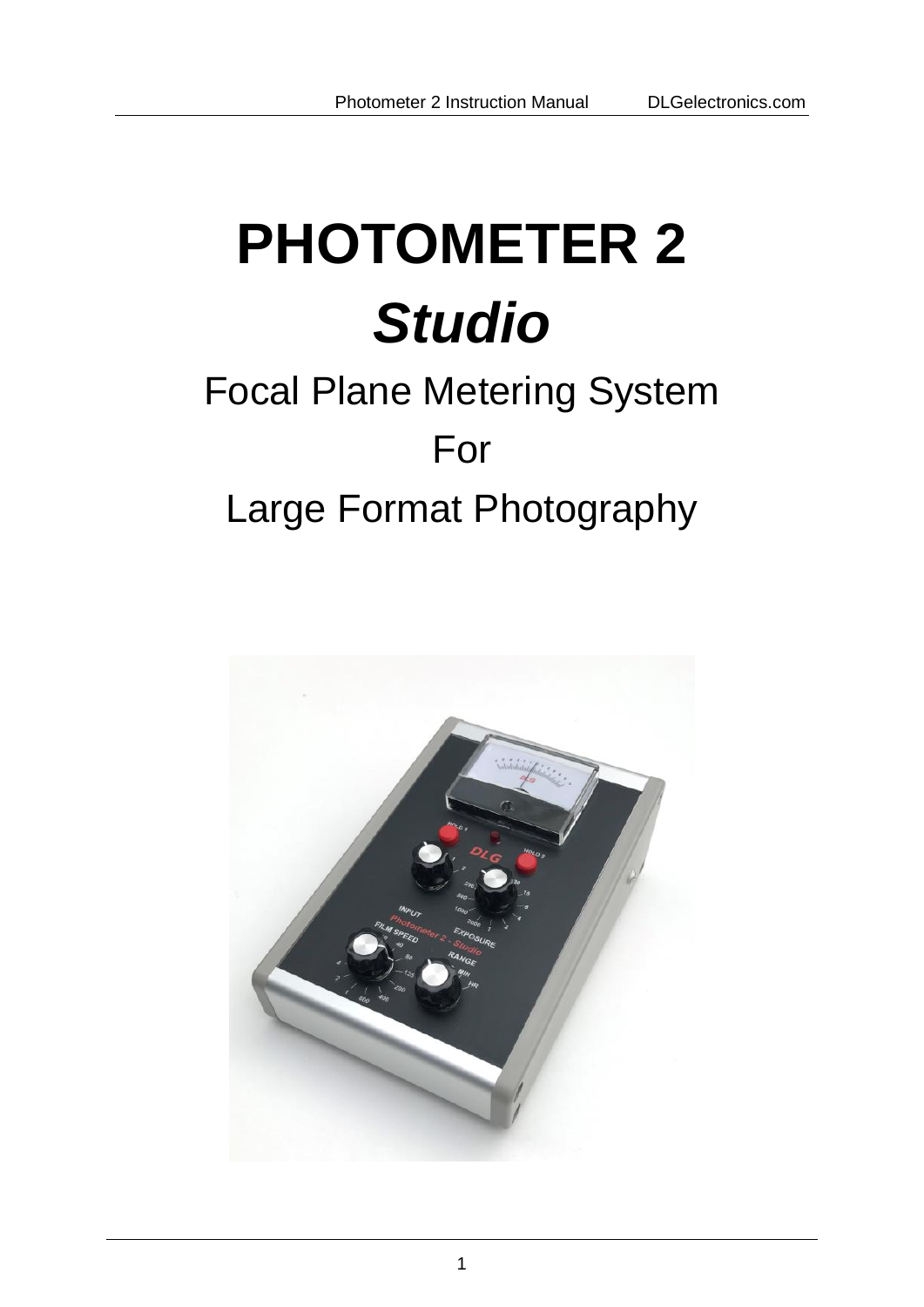# PHOTOMETER 2

# *Studio*

## Focal Plane Metering System

## For

## Large Format Photography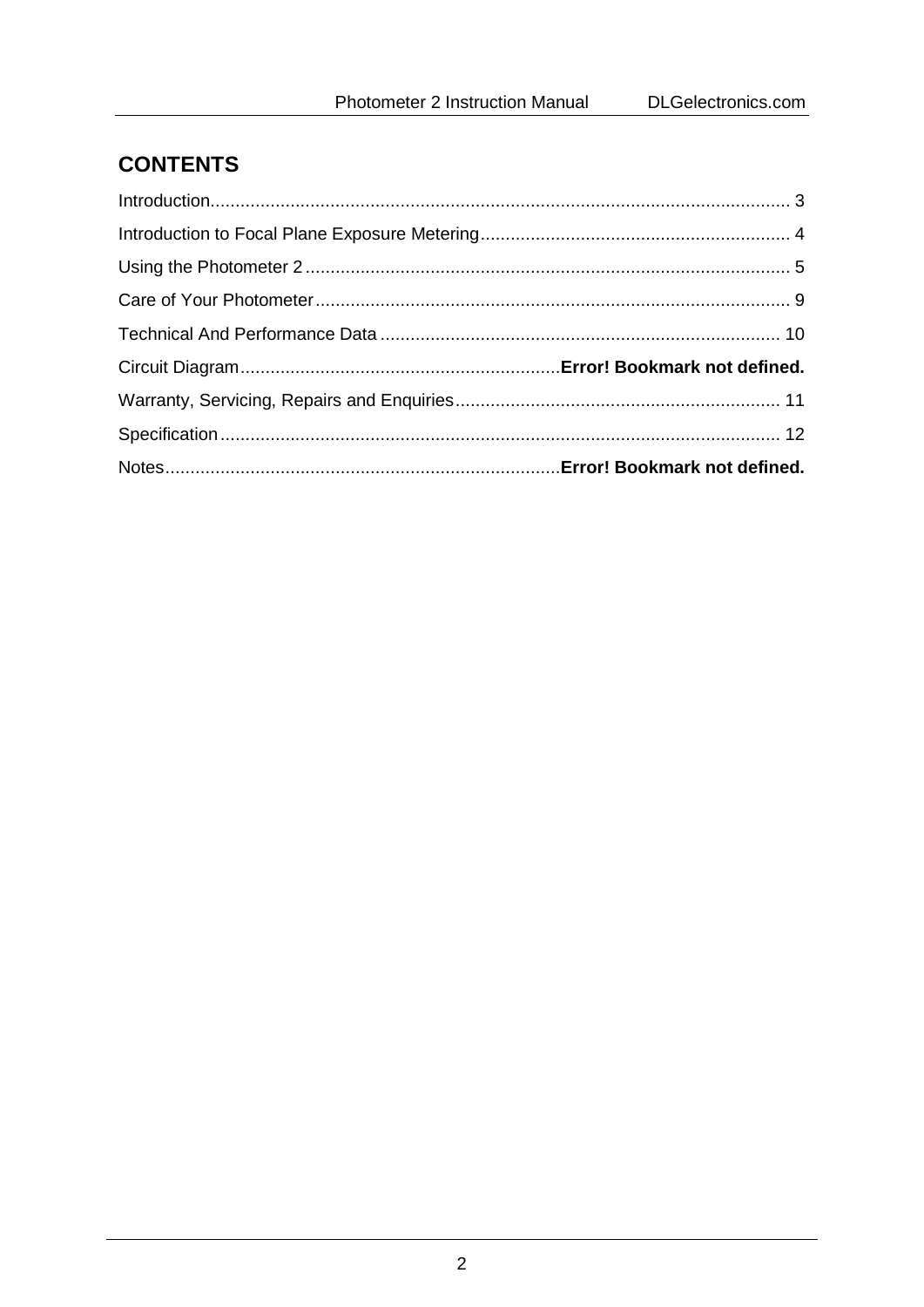## CONTENTS

Introduction .......................................................................................................... 3

Introduction to Focal Plane Exposure Metering ............................................................ 4

Using the Photometer 2 .............................................................................................. 5

Care of Your Photometer ............................................................................................ 9

Technical And Performance Data ............................................................................... 10

Circuit Diagram ................................................................ **Error! Bookmark not defined.**

Warranty, Servicing, Repairs and Enquiries ................................................................ 11

Specification .............................................................................................................. 12

Notes ............................................................................. **Error! Bookmark not defined.**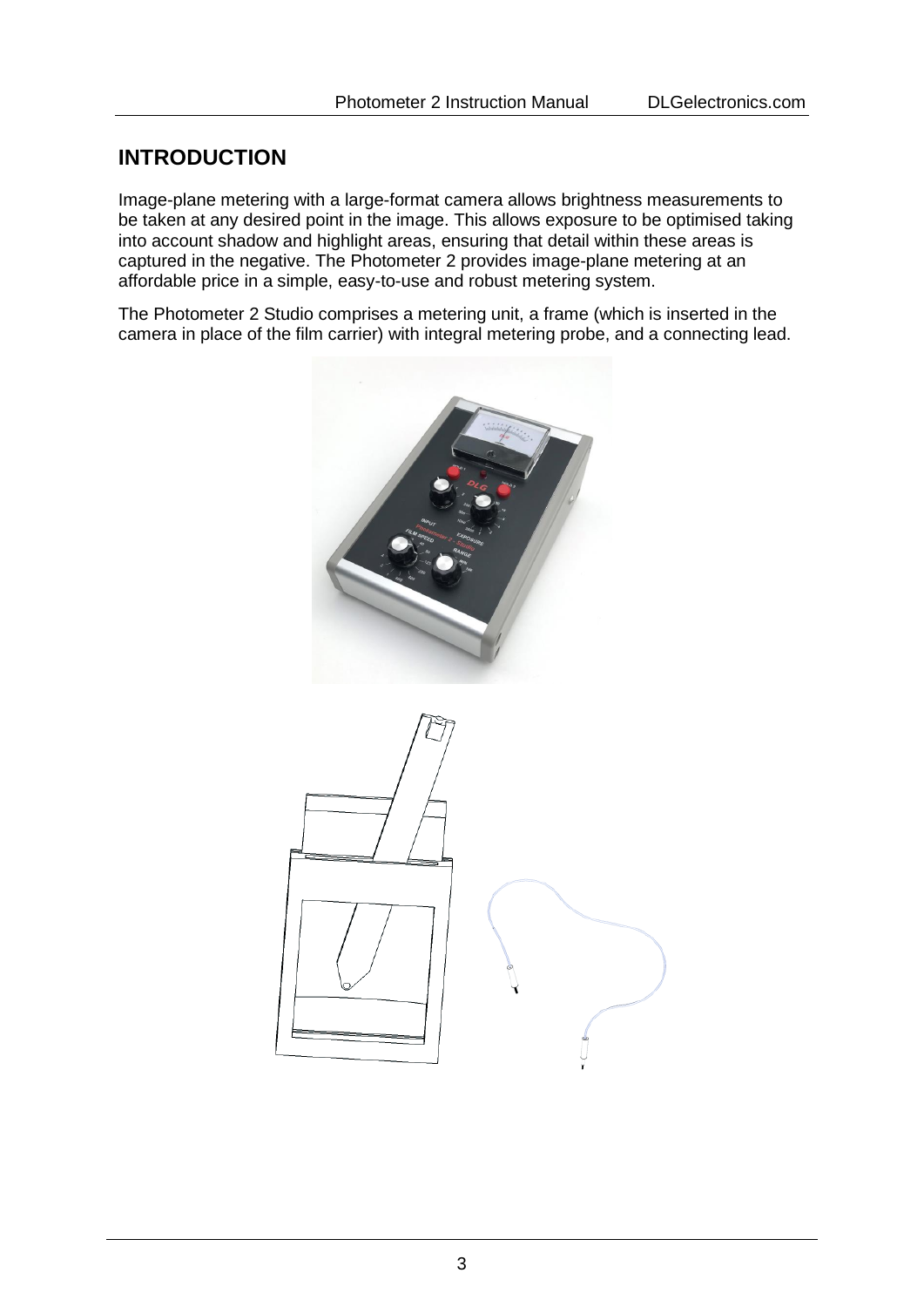## INTRODUCTION

Image-plane metering with a large-format camera allows brightness measurements to be taken at any desired point in the image. This allows exposure to be optimised taking into account shadow and highlight areas, ensuring that detail within these areas is captured in the negative. The Photometer 2 provides image-plane metering at an affordable price in a simple, easy-to-use and robust metering system.

The Photometer 2 Studio comprises a metering unit, a frame (which is inserted in the camera in place of the film carrier) with integral metering probe, and a connecting lead.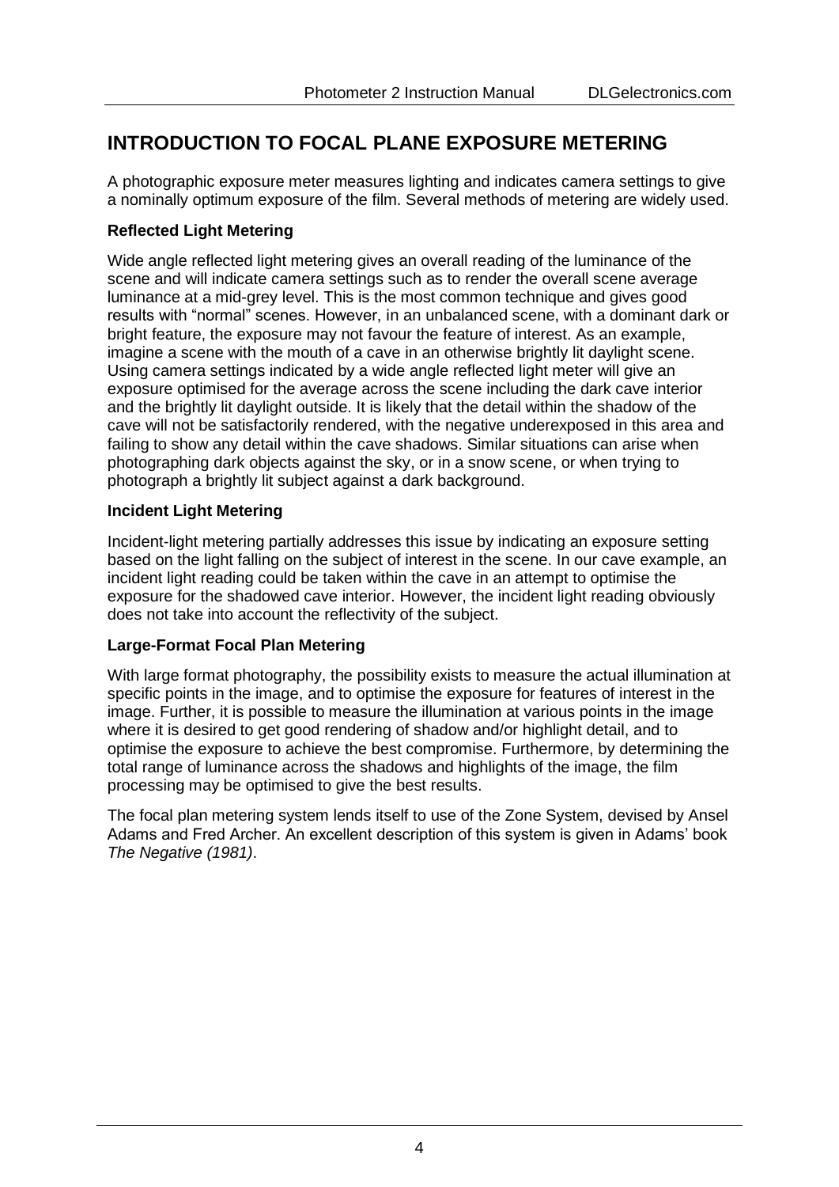## INTRODUCTION TO FOCAL PLANE EXPOSURE METERING

A photographic exposure meter measures lighting and indicates camera settings to give a nominally optimum exposure of the film. Several methods of metering are widely used.

### Reflected Light Metering

Wide angle reflected light metering gives an overall reading of the luminance of the scene and will indicate camera settings such as to render the overall scene average luminance at a mid-grey level. This is the most common technique and gives good results with "normal" scenes. However, in an unbalanced scene, with a dominant dark or bright feature, the exposure may not favour the feature of interest. As an example, imagine a scene with the mouth of a cave in an otherwise brightly lit daylight scene. Using camera settings indicated by a wide angle reflected light meter will give an exposure optimised for the average across the scene including the dark cave interior and the brightly lit daylight outside. It is likely that the detail within the shadow of the cave will not be satisfactorily rendered, with the negative underexposed in this area and failing to show any detail within the cave shadows. Similar situations can arise when photographing dark objects against the sky, or in a snow scene, or when trying to photograph a brightly lit subject against a dark background.

### Incident Light Metering

Incident-light metering partially addresses this issue by indicating an exposure setting based on the light falling on the subject of interest in the scene. In our cave example, an incident light reading could be taken within the cave in an attempt to optimise the exposure for the shadowed cave interior. However, the incident light reading obviously does not take into account the reflectivity of the subject.

### Large-Format Focal Plan Metering

With large format photography, the possibility exists to measure the actual illumination at specific points in the image, and to optimise the exposure for features of interest in the image. Further, it is possible to measure the illumination at various points in the image where it is desired to get good rendering of shadow and/or highlight detail, and to optimise the exposure to achieve the best compromise. Furthermore, by determining the total range of luminance across the shadows and highlights of the image, the film processing may be optimised to give the best results.

The focal plan metering system lends itself to use of the Zone System, devised by Ansel Adams and Fred Archer. An excellent description of this system is given in Adams' book *The Negative (1981)*.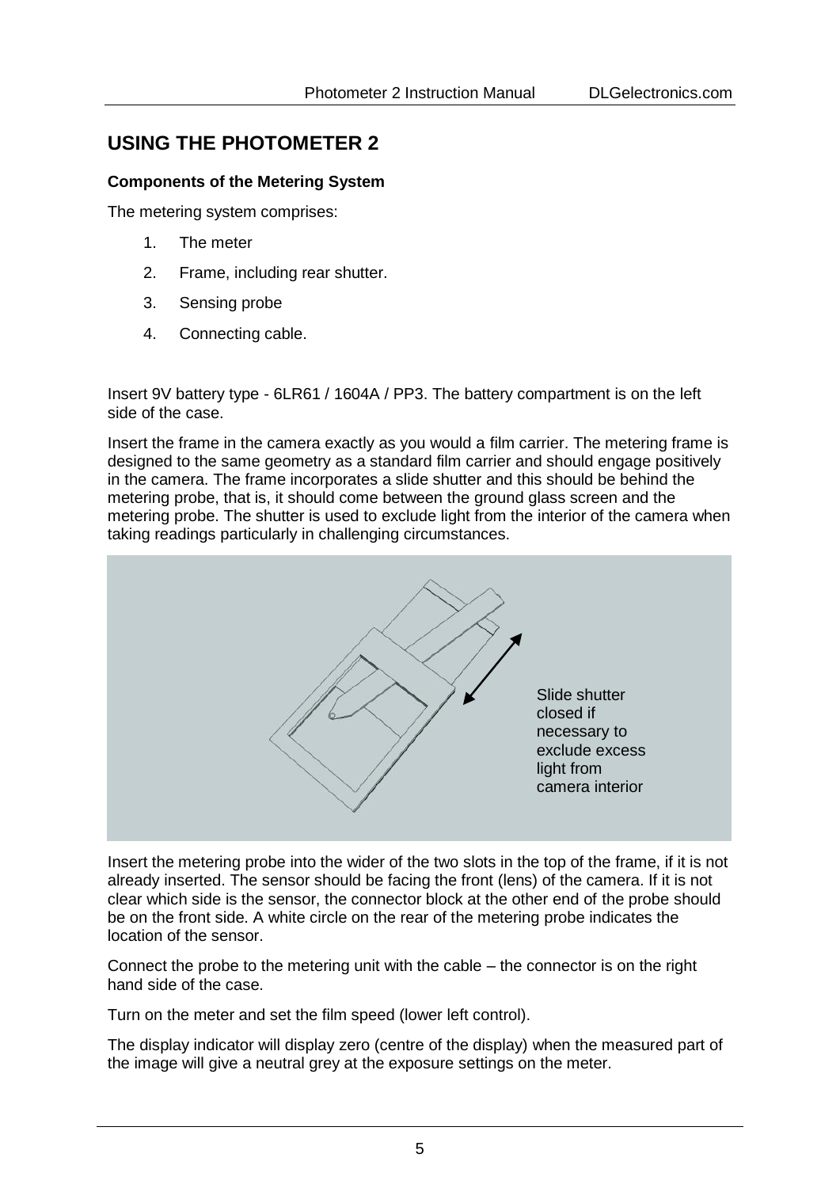## USING THE PHOTOMETER 2

### Components of the Metering System

The metering system comprises:

1. The meter
2. Frame, including rear shutter.
3. Sensing probe
4. Connecting cable.

Insert 9V battery type - 6LR61 / 1604A / PP3. The battery compartment is on the left side of the case.

Insert the frame in the camera exactly as you would a film carrier. The metering frame is designed to the same geometry as a standard film carrier and should engage positively in the camera. The frame incorporates a slide shutter and this should be behind the metering probe, that is, it should come between the ground glass screen and the metering probe. The shutter is used to exclude light from the interior of the camera when taking readings particularly in challenging circumstances.

Slide shutter closed if necessary to exclude excess light from camera interior

Insert the metering probe into the wider of the two slots in the top of the frame, if it is not already inserted. The sensor should be facing the front (lens) of the camera. If it is not clear which side is the sensor, the connector block at the other end of the probe should be on the front side. A white circle on the rear of the metering probe indicates the location of the sensor.

Connect the probe to the metering unit with the cable – the connector is on the right hand side of the case.

Turn on the meter and set the film speed (lower left control).

The display indicator will display zero (centre of the display) when the measured part of the image will give a neutral grey at the exposure settings on the meter.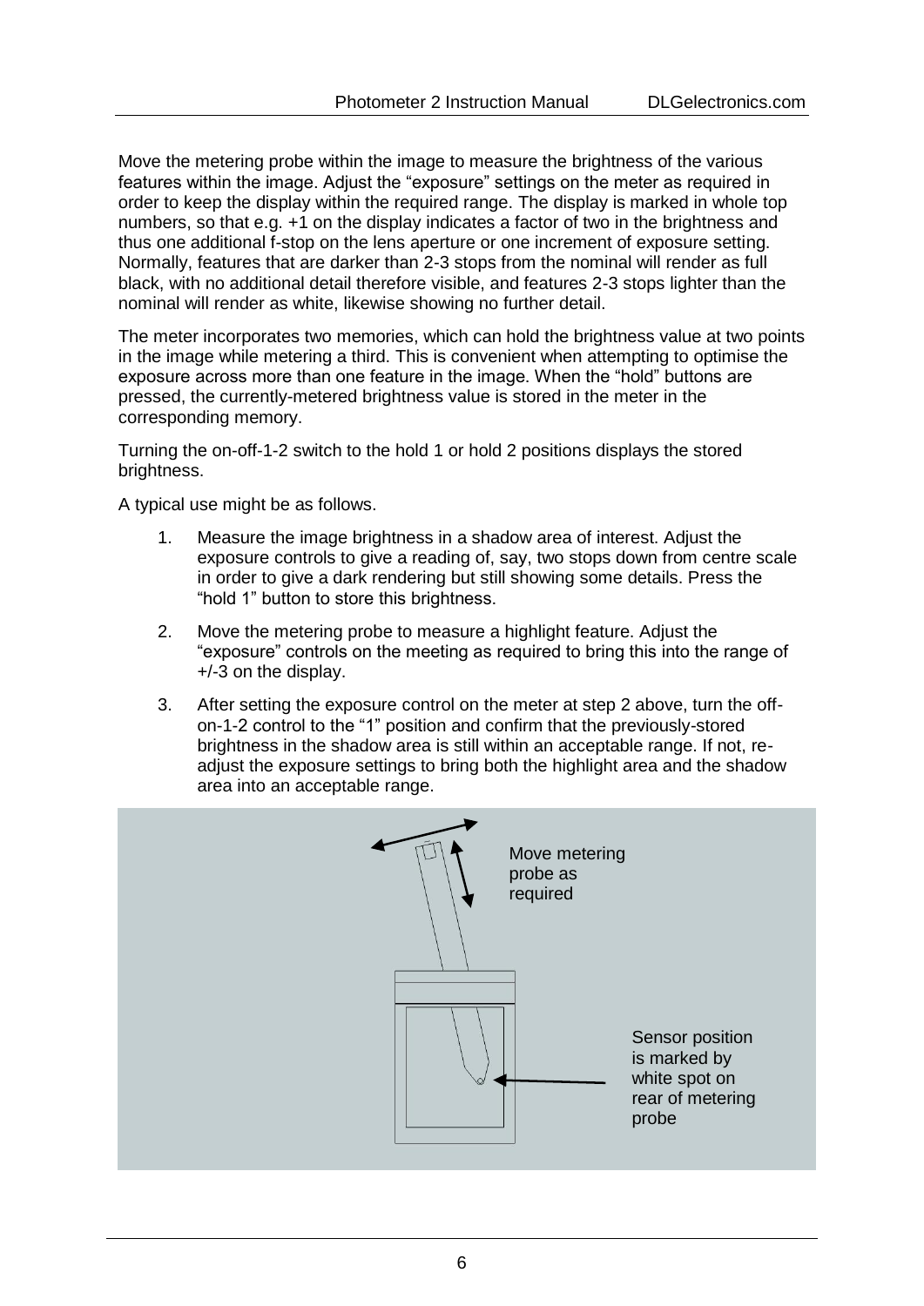Move the metering probe within the image to measure the brightness of the various features within the image. Adjust the “exposure” settings on the meter as required in order to keep the display within the required range. The display is marked in whole top numbers, so that e.g. +1 on the display indicates a factor of two in the brightness and thus one additional f-stop on the lens aperture or one increment of exposure setting. Normally, features that are darker than 2-3 stops from the nominal will render as full black, with no additional detail therefore visible, and features 2-3 stops lighter than the nominal will render as white, likewise showing no further detail.

The meter incorporates two memories, which can hold the brightness value at two points in the image while metering a third. This is convenient when attempting to optimise the exposure across more than one feature in the image. When the “hold” buttons are pressed, the currently-metered brightness value is stored in the meter in the corresponding memory.

Turning the on-off-1-2 switch to the hold 1 or hold 2 positions displays the stored brightness.

A typical use might be as follows.

1. Measure the image brightness in a shadow area of interest. Adjust the exposure controls to give a reading of, say, two stops down from centre scale in order to give a dark rendering but still showing some details. Press the “hold 1” button to store this brightness.
2. Move the metering probe to measure a highlight feature. Adjust the “exposure” controls on the meeting as required to bring this into the range of +/-3 on the display.
3. After setting the exposure control on the meter at step 2 above, turn the off-on-1-2 control to the “1” position and confirm that the previously-stored brightness in the shadow area is still within an acceptable range. If not, re-adjust the exposure settings to bring both the highlight area and the shadow area into an acceptable range.

Move metering probe as required

Sensor position is marked by white spot on rear of metering probe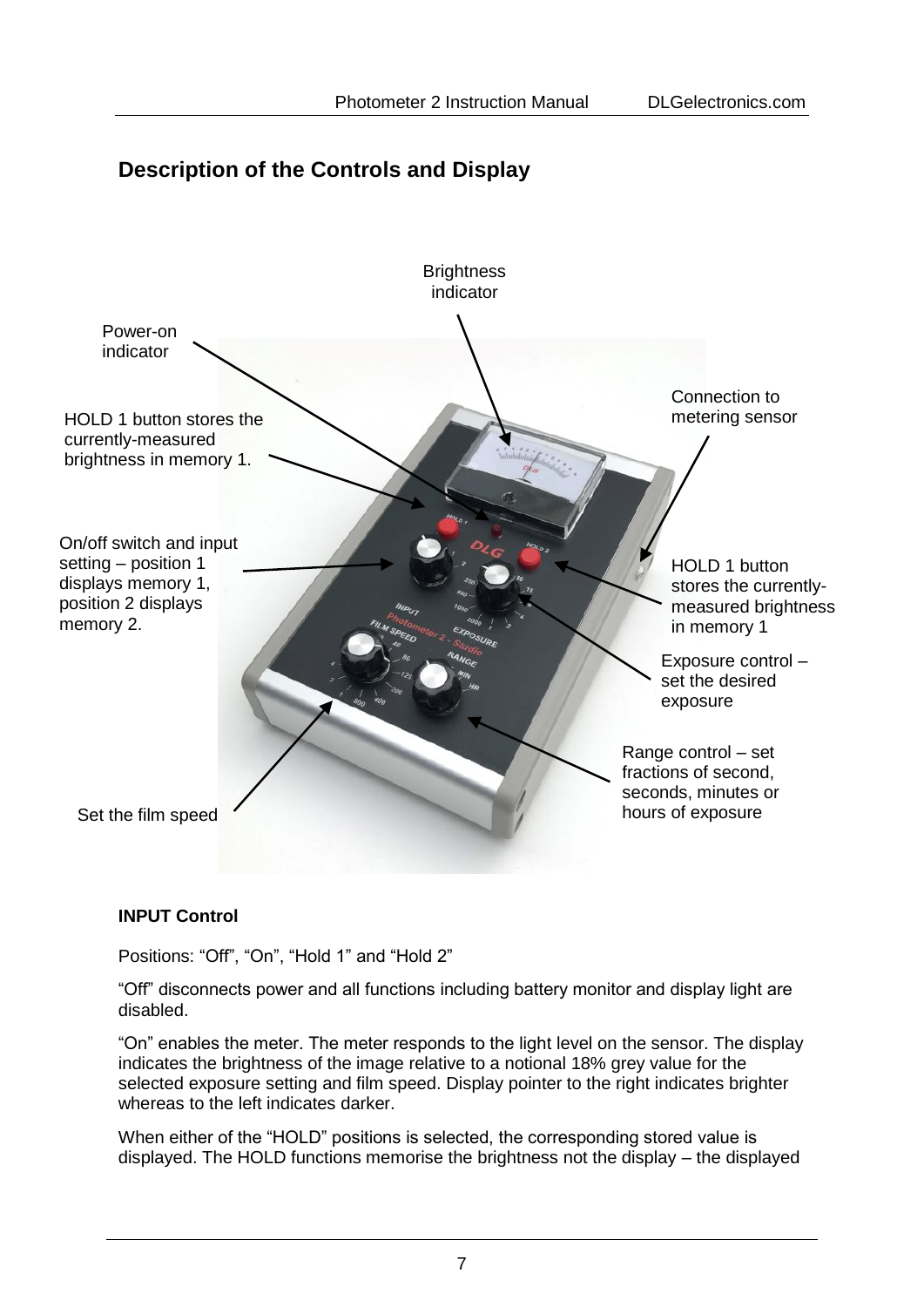## Description of the Controls and Display

Brightness indicator

Power-on indicator

HOLD 1 button stores the currently-measured brightness in memory 1.

Connection to metering sensor

On/off switch and input setting – position 1 displays memory 1, position 2 displays memory 2.

HOLD 1 button stores the currently-measured brightness in memory 1

Exposure control – set the desired exposure

Range control – set fractions of second, seconds, minutes or hours of exposure

Set the film speed

**INPUT Control**

Positions: "Off", "On", "Hold 1" and "Hold 2"

"Off" disconnects power and all functions including battery monitor and display light are disabled.

"On" enables the meter. The meter responds to the light level on the sensor. The display indicates the brightness of the image relative to a notional 18% grey value for the selected exposure setting and film speed. Display pointer to the right indicates brighter whereas to the left indicates darker.

When either of the "HOLD" positions is selected, the corresponding stored value is displayed. The HOLD functions memorise the brightness not the display – the displayed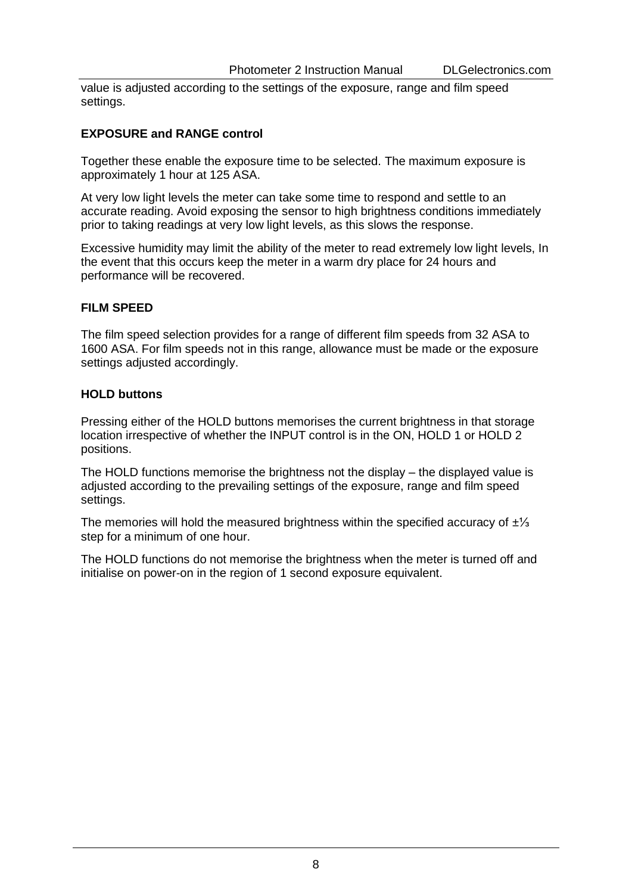value is adjusted according to the settings of the exposure, range and film speed settings.

**EXPOSURE and RANGE control**

Together these enable the exposure time to be selected. The maximum exposure is approximately 1 hour at 125 ASA.

At very low light levels the meter can take some time to respond and settle to an accurate reading. Avoid exposing the sensor to high brightness conditions immediately prior to taking readings at very low light levels, as this slows the response.

Excessive humidity may limit the ability of the meter to read extremely low light levels, In the event that this occurs keep the meter in a warm dry place for 24 hours and performance will be recovered.

**FILM SPEED**

The film speed selection provides for a range of different film speeds from 32 ASA to 1600 ASA. For film speeds not in this range, allowance must be made or the exposure settings adjusted accordingly.

**HOLD buttons**

Pressing either of the HOLD buttons memorises the current brightness in that storage location irrespective of whether the INPUT control is in the ON, HOLD 1 or HOLD 2 positions.

The HOLD functions memorise the brightness not the display – the displayed value is adjusted according to the prevailing settings of the exposure, range and film speed settings.

The memories will hold the measured brightness within the specified accuracy of ±⅓ step for a minimum of one hour.

The HOLD functions do not memorise the brightness when the meter is turned off and initialise on power-on in the region of 1 second exposure equivalent.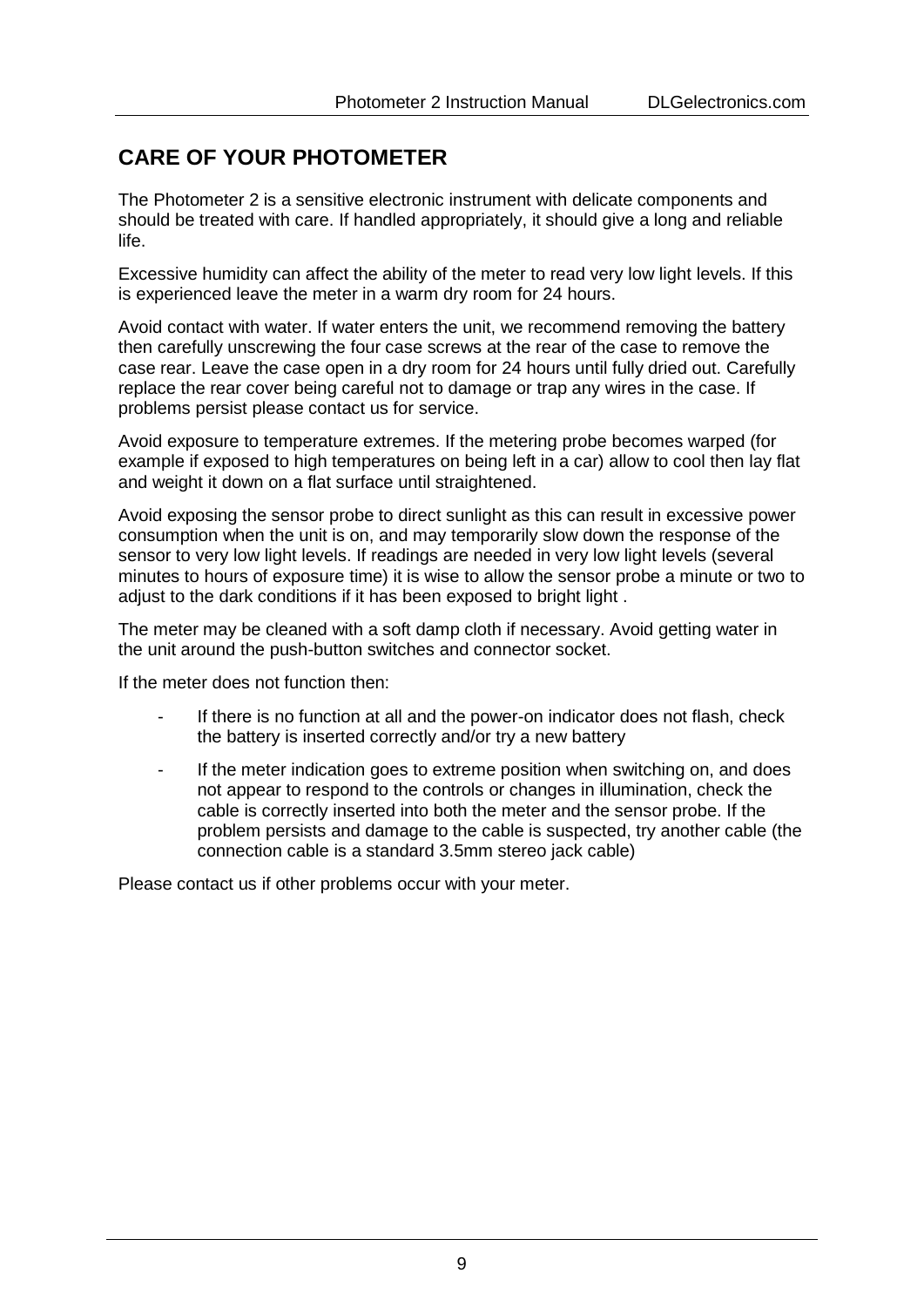## CARE OF YOUR PHOTOMETER

The Photometer 2 is a sensitive electronic instrument with delicate components and should be treated with care. If handled appropriately, it should give a long and reliable life.

Excessive humidity can affect the ability of the meter to read very low light levels. If this is experienced leave the meter in a warm dry room for 24 hours.

Avoid contact with water. If water enters the unit, we recommend removing the battery then carefully unscrewing the four case screws at the rear of the case to remove the case rear. Leave the case open in a dry room for 24 hours until fully dried out. Carefully replace the rear cover being careful not to damage or trap any wires in the case. If problems persist please contact us for service.

Avoid exposure to temperature extremes. If the metering probe becomes warped (for example if exposed to high temperatures on being left in a car) allow to cool then lay flat and weight it down on a flat surface until straightened.

Avoid exposing the sensor probe to direct sunlight as this can result in excessive power consumption when the unit is on, and may temporarily slow down the response of the sensor to very low light levels. If readings are needed in very low light levels (several minutes to hours of exposure time) it is wise to allow the sensor probe a minute or two to adjust to the dark conditions if it has been exposed to bright light .

The meter may be cleaned with a soft damp cloth if necessary. Avoid getting water in the unit around the push-button switches and connector socket.

If the meter does not function then:

- If there is no function at all and the power-on indicator does not flash, check the battery is inserted correctly and/or try a new battery
- If the meter indication goes to extreme position when switching on, and does not appear to respond to the controls or changes in illumination, check the cable is correctly inserted into both the meter and the sensor probe. If the problem persists and damage to the cable is suspected, try another cable (the connection cable is a standard 3.5mm stereo jack cable)

Please contact us if other problems occur with your meter.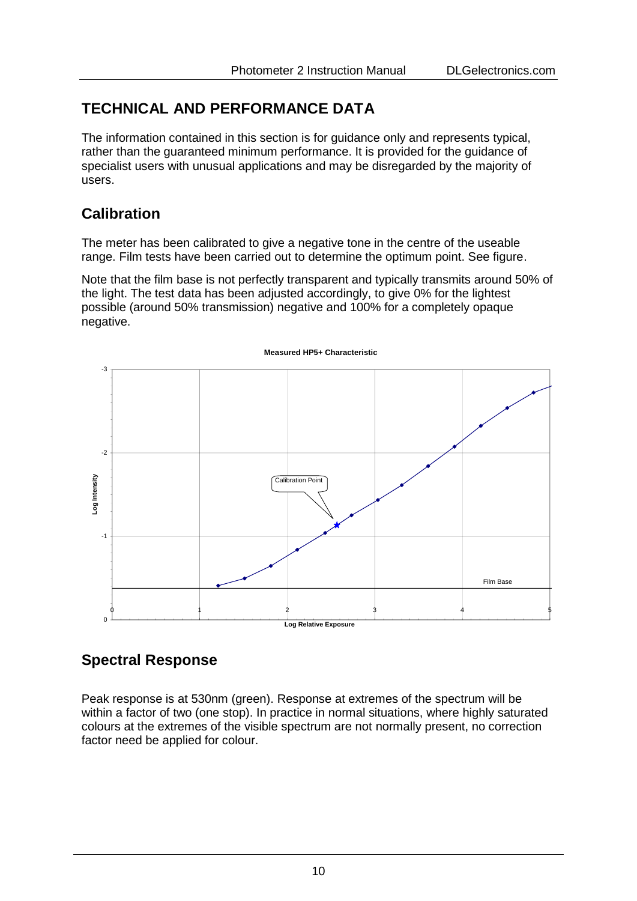## TECHNICAL AND PERFORMANCE DATA

The information contained in this section is for guidance only and represents typical, rather than the guaranteed minimum performance. It is provided for the guidance of specialist users with unusual applications and may be disregarded by the majority of users.

### Calibration

The meter has been calibrated to give a negative tone in the centre of the useable range. Film tests have been carried out to determine the optimum point. See figure.

Note that the film base is not perfectly transparent and typically transmits around 50% of the light. The test data has been adjusted accordingly, to give 0% for the lightest possible (around 50% transmission) negative and 100% for a completely opaque negative.

Measured HP5+ Characteristic

Log Intensity

-3
-2
-1
0

Calibration Point

Film Base

0
1
2
3
4
5

Log Relative Exposure

### Spectral Response

Peak response is at 530nm (green). Response at extremes of the spectrum will be within a factor of two (one stop). In practice in normal situations, where highly saturated colours at the extremes of the visible spectrum are not normally present, no correction factor need be applied for colour.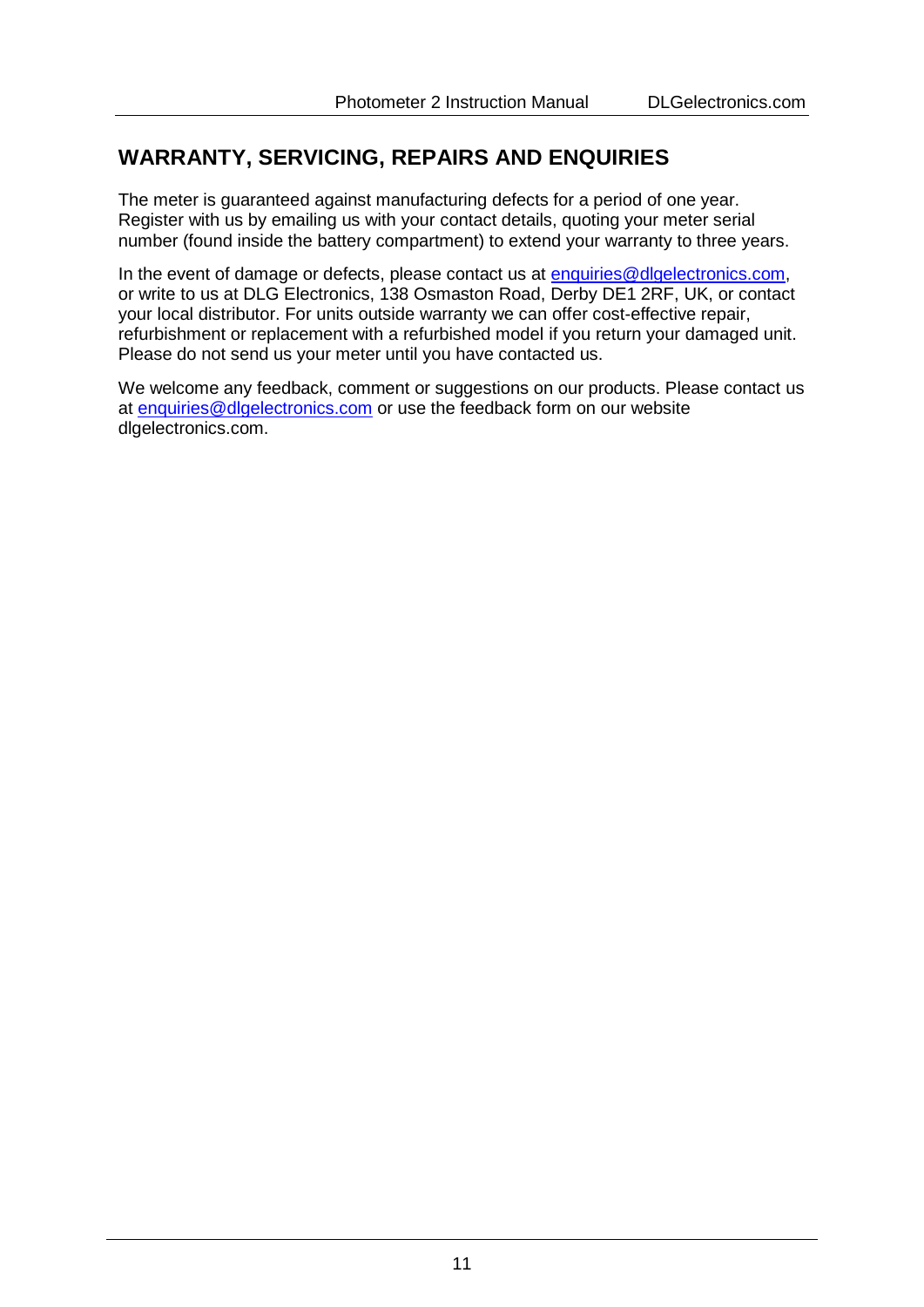## WARRANTY, SERVICING, REPAIRS AND ENQUIRIES

The meter is guaranteed against manufacturing defects for a period of one year. Register with us by emailing us with your contact details, quoting your meter serial number (found inside the battery compartment) to extend your warranty to three years.

In the event of damage or defects, please contact us at enquiries@dlgelectronics.com, or write to us at DLG Electronics, 138 Osmaston Road, Derby DE1 2RF, UK, or contact your local distributor. For units outside warranty we can offer cost-effective repair, refurbishment or replacement with a refurbished model if you return your damaged unit. Please do not send us your meter until you have contacted us.

We welcome any feedback, comment or suggestions on our products. Please contact us at enquiries@dlgelectronics.com or use the feedback form on our website dlgelectronics.com.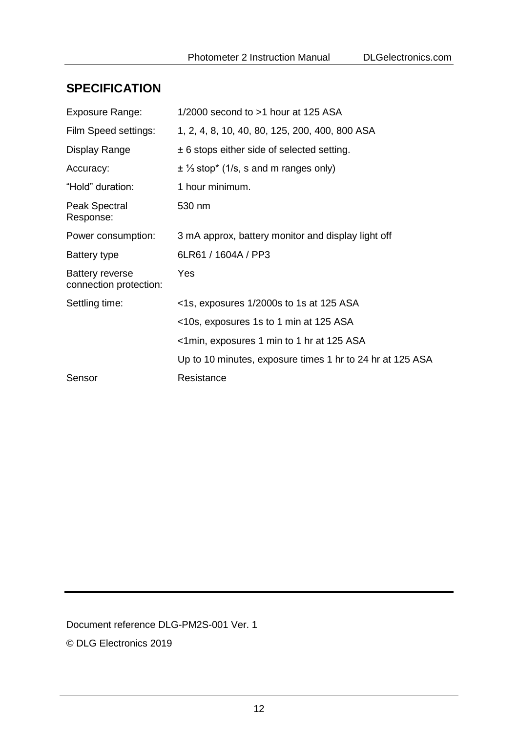## SPECIFICATION

| | |
|---|---|
| Exposure Range: | 1/2000 second to >1 hour at 125 ASA |
| Film Speed settings: | 1, 2, 4, 8, 10, 40, 80, 125, 200, 400, 800 ASA |
| Display Range | ± 6 stops either side of selected setting. |
| Accuracy: | ± ⅓ stop* (1/s, s and m ranges only) |
| "Hold" duration: | 1 hour minimum. |
| Peak Spectral Response: | 530 nm |
| Power consumption: | 3 mA approx, battery monitor and display light off |
| Battery type | 6LR61 / 1604A / PP3 |
| Battery reverse connection protection: | Yes |
| Settling time: | <1s, exposures 1/2000s to 1s at 125 ASA |
| | <10s, exposures 1s to 1 min at 125 ASA |
| | <1min, exposures 1 min to 1 hr at 125 ASA |
| | Up to 10 minutes, exposure times 1 hr to 24 hr at 125 ASA |
| Sensor | Resistance |

Document reference DLG-PM2S-001 Ver. 1

© DLG Electronics 2019